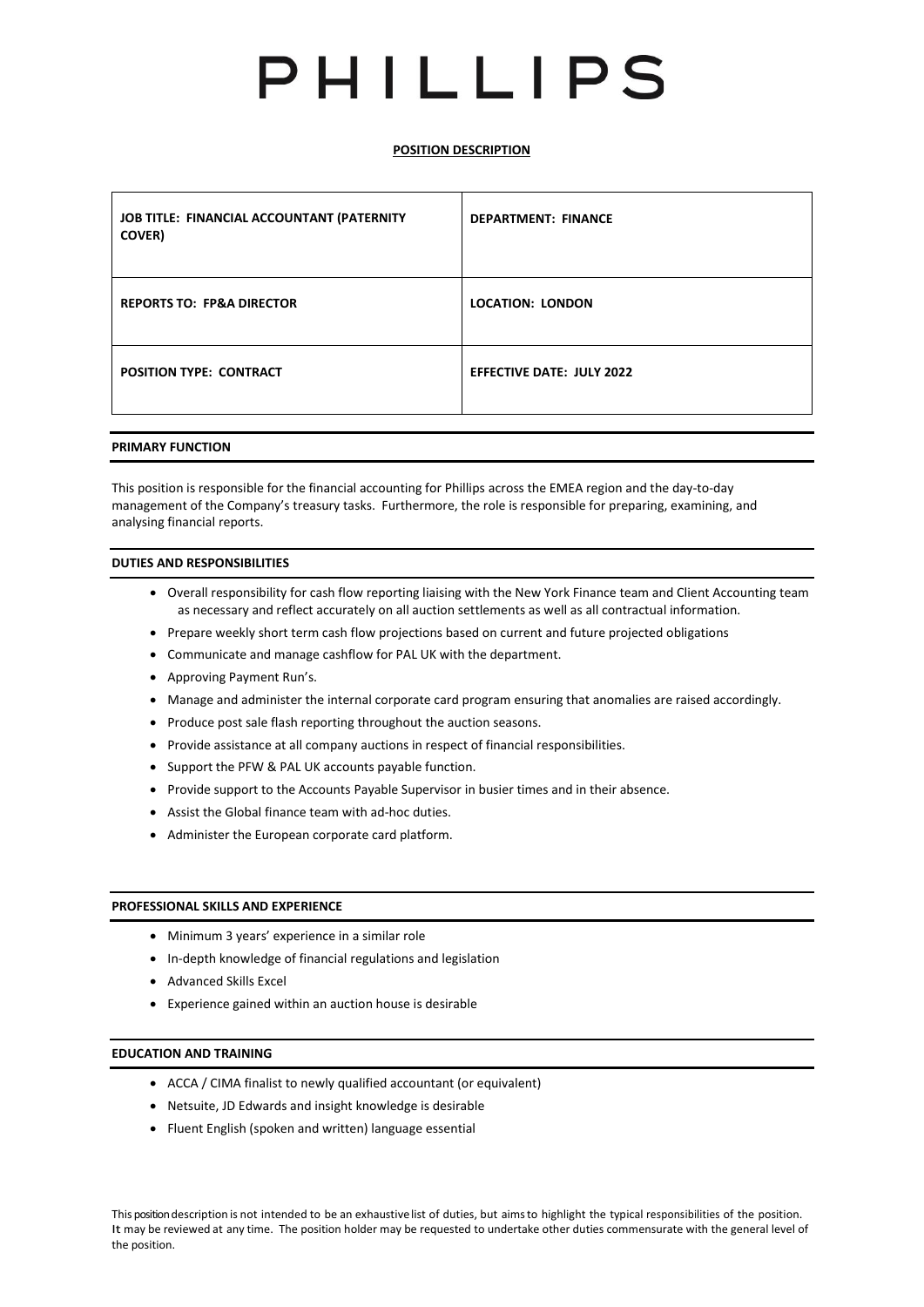# PHILLIPS

**POSITION DESCRIPTION**

| JOB TITLE: FINANCIAL ACCOUNTANT (PATERNITY COVER) | DEPARTMENT: FINANCE |
|---|---|
| REPORTS TO: FP&A DIRECTOR | LOCATION: LONDON |
| POSITION TYPE: CONTRACT | EFFECTIVE DATE: JULY 2022 |

## PRIMARY FUNCTION

This position is responsible for the financial accounting for Phillips across the EMEA region and the day-to-day management of the Company's treasury tasks. Furthermore, the role is responsible for preparing, examining, and analysing financial reports.

## DUTIES AND RESPONSIBILITIES

- Overall responsibility for cash flow reporting liaising with the New York Finance team and Client Accounting team as necessary and reflect accurately on all auction settlements as well as all contractual information.
- Prepare weekly short term cash flow projections based on current and future projected obligations
- Communicate and manage cashflow for PAL UK with the department.
- Approving Payment Run's.
- Manage and administer the internal corporate card program ensuring that anomalies are raised accordingly.
- Produce post sale flash reporting throughout the auction seasons.
- Provide assistance at all company auctions in respect of financial responsibilities.
- Support the PFW & PAL UK accounts payable function.
- Provide support to the Accounts Payable Supervisor in busier times and in their absence.
- Assist the Global finance team with ad-hoc duties.
- Administer the European corporate card platform.

## PROFESSIONAL SKILLS AND EXPERIENCE

- Minimum 3 years' experience in a similar role
- In-depth knowledge of financial regulations and legislation
- Advanced Skills Excel
- Experience gained within an auction house is desirable

## EDUCATION AND TRAINING

- ACCA / CIMA finalist to newly qualified accountant (or equivalent)
- Netsuite, JD Edwards and insight knowledge is desirable
- Fluent English (spoken and written) language essential

This position description is not intended to be an exhaustive list of duties, but aims to highlight the typical responsibilities of the position. It may be reviewed at any time. The position holder may be requested to undertake other duties commensurate with the general level of the position.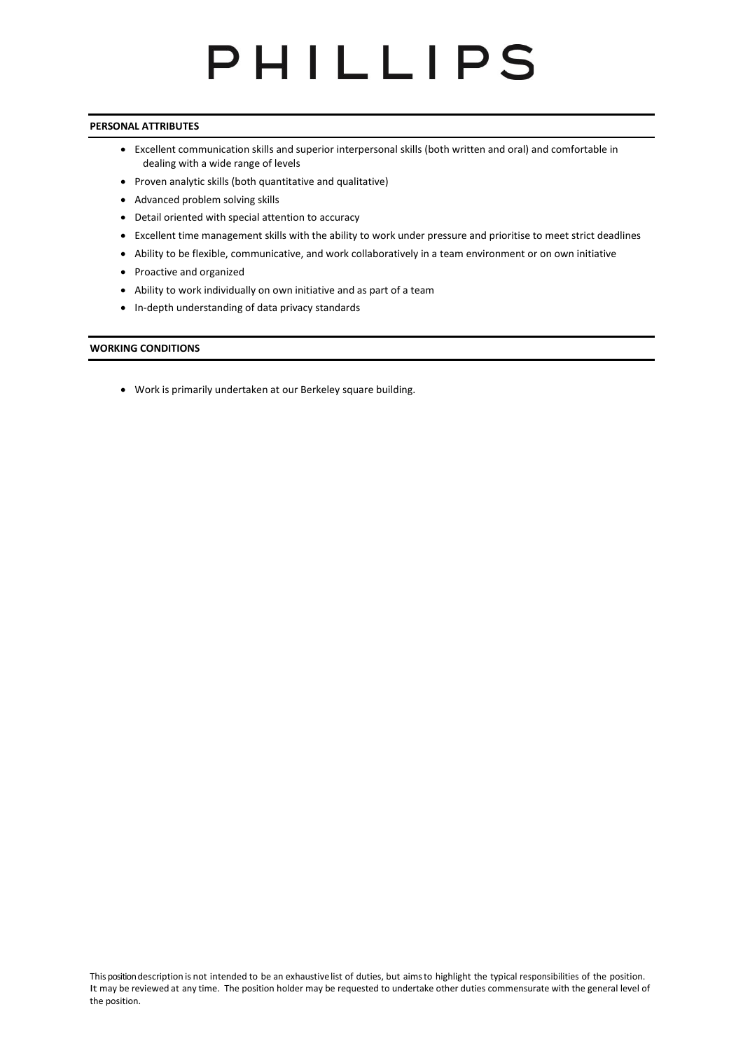**PERSONAL ATTRIBUTES**

- Excellent communication skills and superior interpersonal skills (both written and oral) and comfortable in dealing with a wide range of levels
- Proven analytic skills (both quantitative and qualitative)
- Advanced problem solving skills
- Detail oriented with special attention to accuracy
- Excellent time management skills with the ability to work under pressure and prioritise to meet strict deadlines
- Ability to be flexible, communicative, and work collaboratively in a team environment or on own initiative
- Proactive and organized
- Ability to work individually on own initiative and as part of a team
- In-depth understanding of data privacy standards

**WORKING CONDITIONS**

- Work is primarily undertaken at our Berkeley square building.

This position description is not intended to be an exhaustive list of duties, but aims to highlight the typical responsibilities of the position. It may be reviewed at any time. The position holder may be requested to undertake other duties commensurate with the general level of the position.